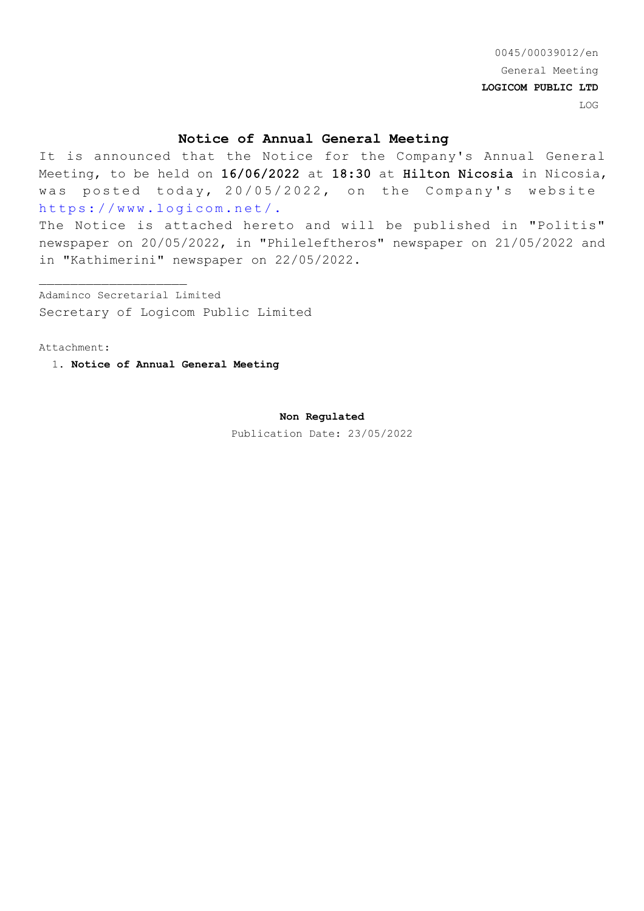0045/00039012/en

General Meeting

**LOGICOM PUBLIC LTD**

LOG

# Notice of Annual General Meeting

It is announced that the Notice for the Company's Annual General Meeting, to be held on 16/06/2022 at 18:30 at Hilton Nicosia in Nicosia, was posted today, 20/05/2022, on the Company's website https://www.logicom.net/.

The Notice is attached hereto and will be published in "Politis" newspaper on 20/05/2022, in "Phileleftheros" newspaper on 21/05/2022 and in "Kathimerini" newspaper on 22/05/2022.

Adaminco Secretarial Limited

Secretary of Logicom Public Limited

Attachment:

1. **Notice of Annual General Meeting**

**Non Regulated**

Publication Date: 23/05/2022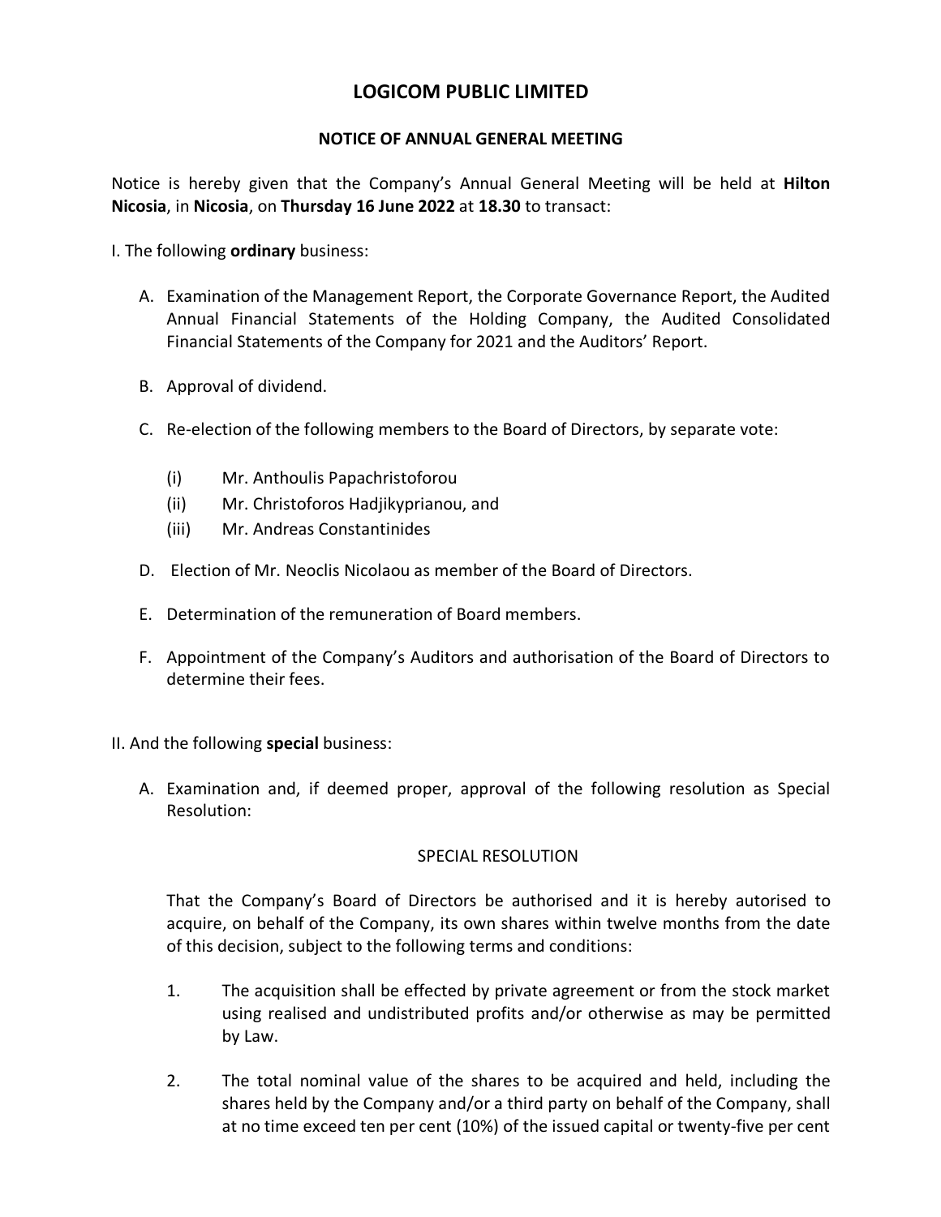# LOGICOM PUBLIC LIMITED

## NOTICE OF ANNUAL GENERAL MEETING

Notice is hereby given that the Company's Annual General Meeting will be held at **Hilton Nicosia**, in **Nicosia**, on **Thursday 16 June 2022** at **18.30** to transact:

I. The following **ordinary** business:

A. Examination of the Management Report, the Corporate Governance Report, the Audited Annual Financial Statements of the Holding Company, the Audited Consolidated Financial Statements of the Company for 2021 and the Auditors' Report.

B. Approval of dividend.

C. Re-election of the following members to the Board of Directors, by separate vote:

   (i) Mr. Anthoulis Papachristoforou
   (ii) Mr. Christoforos Hadjikyprianou, and
   (iii) Mr. Andreas Constantinides

D. Election of Mr. Neoclis Nicolaou as member of the Board of Directors.

E. Determination of the remuneration of Board members.

F. Appointment of the Company's Auditors and authorisation of the Board of Directors to determine their fees.

II. And the following **special** business:

A. Examination and, if deemed proper, approval of the following resolution as Special Resolution:

SPECIAL RESOLUTION

That the Company's Board of Directors be authorised and it is hereby autorised to acquire, on behalf of the Company, its own shares within twelve months from the date of this decision, subject to the following terms and conditions:

1. The acquisition shall be effected by private agreement or from the stock market using realised and undistributed profits and/or otherwise as may be permitted by Law.

2. The total nominal value of the shares to be acquired and held, including the shares held by the Company and/or a third party on behalf of the Company, shall at no time exceed ten per cent (10%) of the issued capital or twenty-five per cent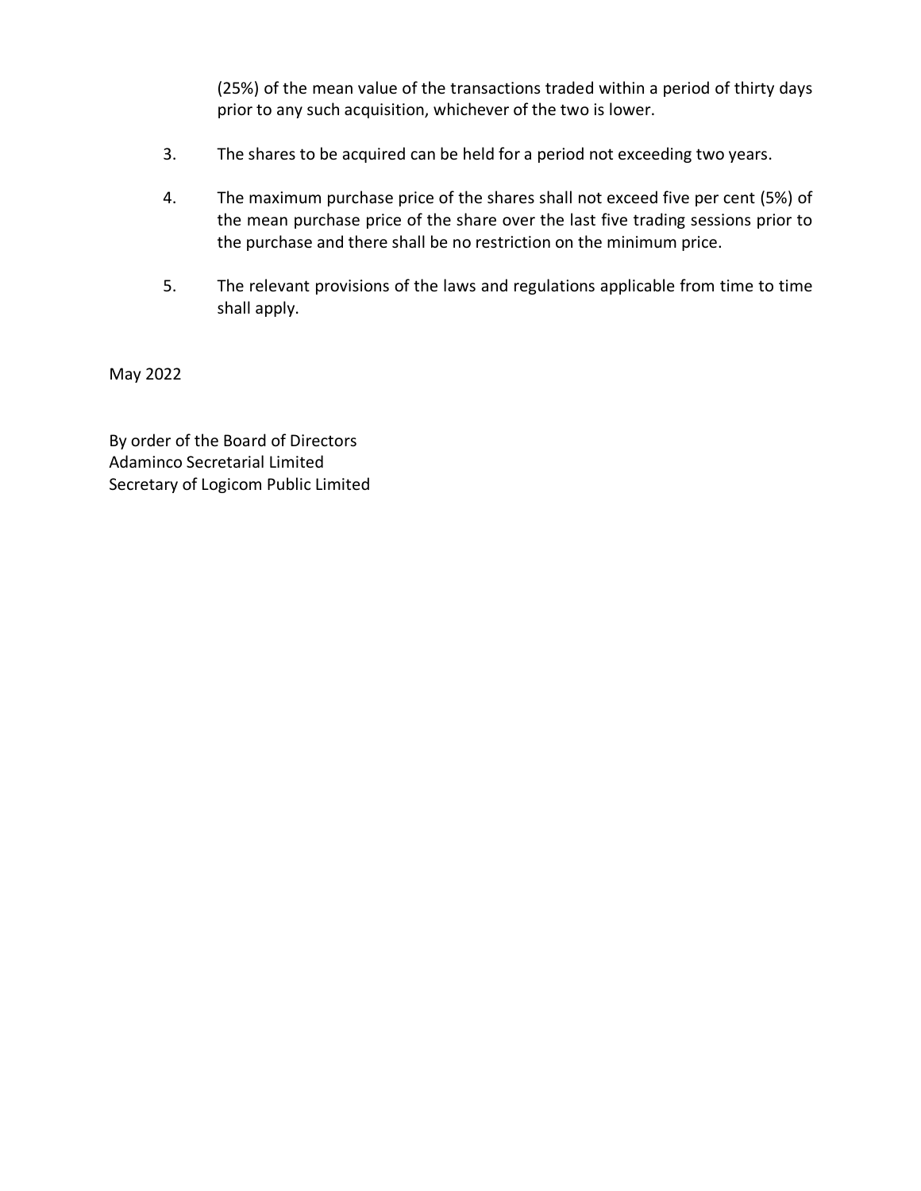(25%) of the mean value of the transactions traded within a period of thirty days prior to any such acquisition, whichever of the two is lower.

3. The shares to be acquired can be held for a period not exceeding two years.

4. The maximum purchase price of the shares shall not exceed five per cent (5%) of the mean purchase price of the share over the last five trading sessions prior to the purchase and there shall be no restriction on the minimum price.

5. The relevant provisions of the laws and regulations applicable from time to time shall apply.

May 2022

By order of the Board of Directors
Adaminco Secretarial Limited
Secretary of Logicom Public Limited